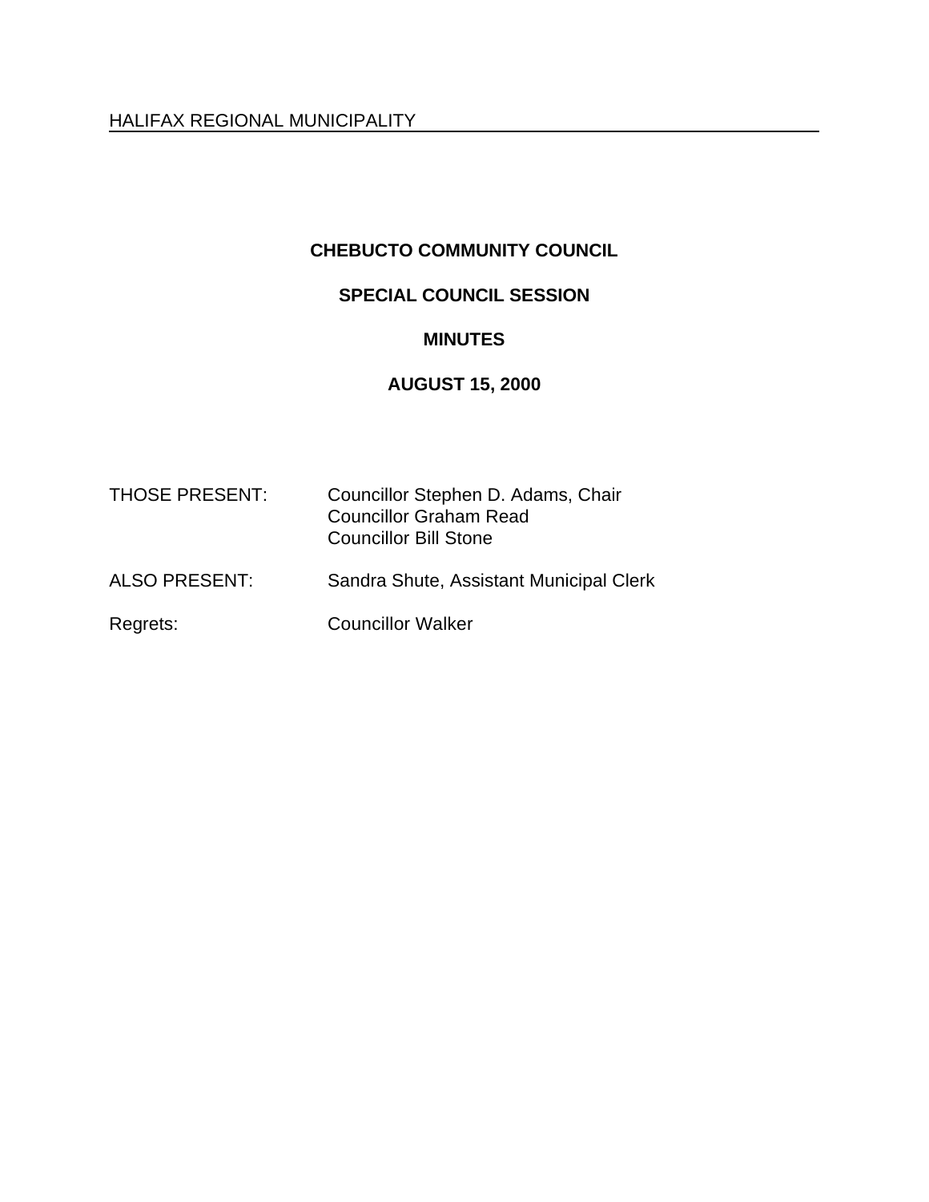HALIFAX REGIONAL MUNICIPALITY

# CHEBUCTO COMMUNITY COUNCIL

## SPECIAL COUNCIL SESSION

## MINUTES

## AUGUST 15, 2000

THOSE PRESENT: Councillor Stephen D. Adams, Chair
Councillor Graham Read
Councillor Bill Stone

ALSO PRESENT: Sandra Shute, Assistant Municipal Clerk

Regrets: Councillor Walker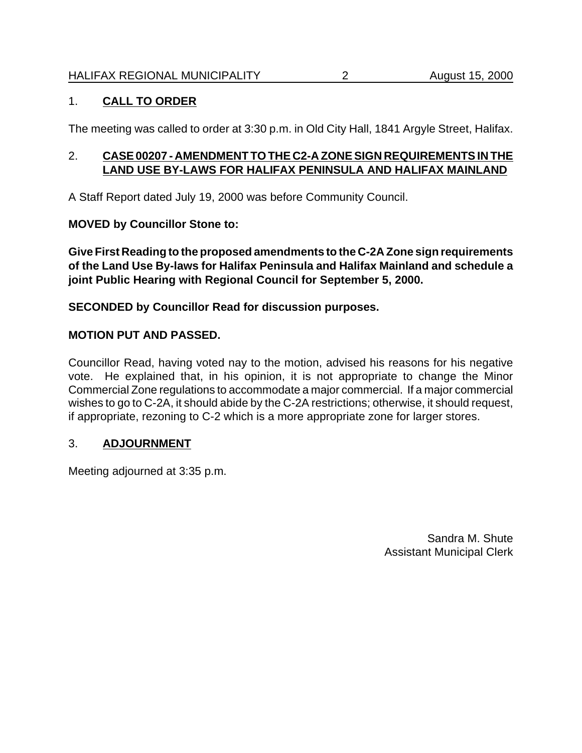## 1. CALL TO ORDER

The meeting was called to order at 3:30 p.m. in Old City Hall, 1841 Argyle Street, Halifax.

## 2. CASE 00207 - AMENDMENT TO THE C2-A ZONE SIGN REQUIREMENTS IN THE LAND USE BY-LAWS FOR HALIFAX PENINSULA AND HALIFAX MAINLAND

A Staff Report dated July 19, 2000 was before Community Council.

**MOVED by Councillor Stone to:**

**Give First Reading to the proposed amendments to the C-2A Zone sign requirements of the Land Use By-laws for Halifax Peninsula and Halifax Mainland and schedule a joint Public Hearing with Regional Council for September 5, 2000.**

**SECONDED by Councillor Read for discussion purposes.**

**MOTION PUT AND PASSED.**

Councillor Read, having voted nay to the motion, advised his reasons for his negative vote. He explained that, in his opinion, it is not appropriate to change the Minor Commercial Zone regulations to accommodate a major commercial. If a major commercial wishes to go to C-2A, it should abide by the C-2A restrictions; otherwise, it should request, if appropriate, rezoning to C-2 which is a more appropriate zone for larger stores.

## 3. ADJOURNMENT

Meeting adjourned at 3:35 p.m.

Sandra M. Shute
Assistant Municipal Clerk